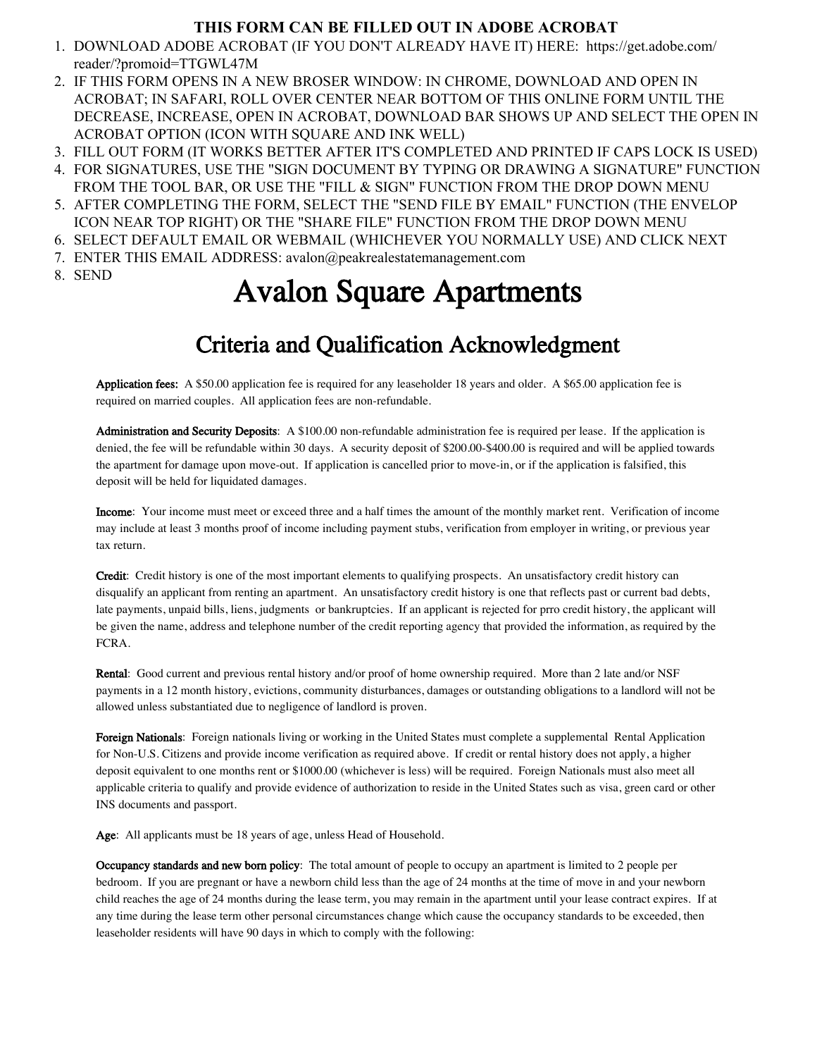**THIS FORM CAN BE FILLED OUT IN ADOBE ACROBAT**

1. DOWNLOAD ADOBE ACROBAT (IF YOU DON'T ALREADY HAVE IT) HERE: https://get.adobe.com/reader/?promoid=TTGWL47M
2. IF THIS FORM OPENS IN A NEW BROSER WINDOW: IN CHROME, DOWNLOAD AND OPEN IN ACROBAT; IN SAFARI, ROLL OVER CENTER NEAR BOTTOM OF THIS ONLINE FORM UNTIL THE DECREASE, INCREASE, OPEN IN ACROBAT, DOWNLOAD BAR SHOWS UP AND SELECT THE OPEN IN ACROBAT OPTION (ICON WITH SQUARE AND INK WELL)
3. FILL OUT FORM (IT WORKS BETTER AFTER IT'S COMPLETED AND PRINTED IF CAPS LOCK IS USED)
4. FOR SIGNATURES, USE THE "SIGN DOCUMENT BY TYPING OR DRAWING A SIGNATURE" FUNCTION FROM THE TOOL BAR, OR USE THE "FILL & SIGN" FUNCTION FROM THE DROP DOWN MENU
5. AFTER COMPLETING THE FORM, SELECT THE "SEND FILE BY EMAIL" FUNCTION (THE ENVELOP ICON NEAR TOP RIGHT) OR THE "SHARE FILE" FUNCTION FROM THE DROP DOWN MENU
6. SELECT DEFAULT EMAIL OR WEBMAIL (WHICHEVER YOU NORMALLY USE) AND CLICK NEXT
7. ENTER THIS EMAIL ADDRESS: avalon@peakrealestatemanagement.com
8. SEND

# Avalon Square Apartments

## Criteria and Qualification Acknowledgment

**Application fees:** A $50.00 application fee is required for any leaseholder 18 years and older. A $65.00 application fee is required on married couples. All application fees are non-refundable.

**Administration and Security Deposits**: A $100.00 non-refundable administration fee is required per lease. If the application is denied, the fee will be refundable within 30 days. A security deposit of $200.00-$400.00 is required and will be applied towards the apartment for damage upon move-out. If application is cancelled prior to move-in, or if the application is falsified, this deposit will be held for liquidated damages.

**Income**: Your income must meet or exceed three and a half times the amount of the monthly market rent. Verification of income may include at least 3 months proof of income including payment stubs, verification from employer in writing, or previous year tax return.

**Credit**: Credit history is one of the most important elements to qualifying prospects. An unsatisfactory credit history can disqualify an applicant from renting an apartment. An unsatisfactory credit history is one that reflects past or current bad debts, late payments, unpaid bills, liens, judgments or bankruptcies. If an applicant is rejected for prro credit history, the applicant will be given the name, address and telephone number of the credit reporting agency that provided the information, as required by the FCRA.

**Rental**: Good current and previous rental history and/or proof of home ownership required. More than 2 late and/or NSF payments in a 12 month history, evictions, community disturbances, damages or outstanding obligations to a landlord will not be allowed unless substantiated due to negligence of landlord is proven.

**Foreign Nationals**: Foreign nationals living or working in the United States must complete a supplemental Rental Application for Non-U.S. Citizens and provide income verification as required above. If credit or rental history does not apply, a higher deposit equivalent to one months rent or $1000.00 (whichever is less) will be required. Foreign Nationals must also meet all applicable criteria to qualify and provide evidence of authorization to reside in the United States such as visa, green card or other INS documents and passport.

**Age**: All applicants must be 18 years of age, unless Head of Household.

**Occupancy standards and new born policy**: The total amount of people to occupy an apartment is limited to 2 people per bedroom. If you are pregnant or have a newborn child less than the age of 24 months at the time of move in and your newborn child reaches the age of 24 months during the lease term, you may remain in the apartment until your lease contract expires. If at any time during the lease term other personal circumstances change which cause the occupancy standards to be exceeded, then leaseholder residents will have 90 days in which to comply with the following: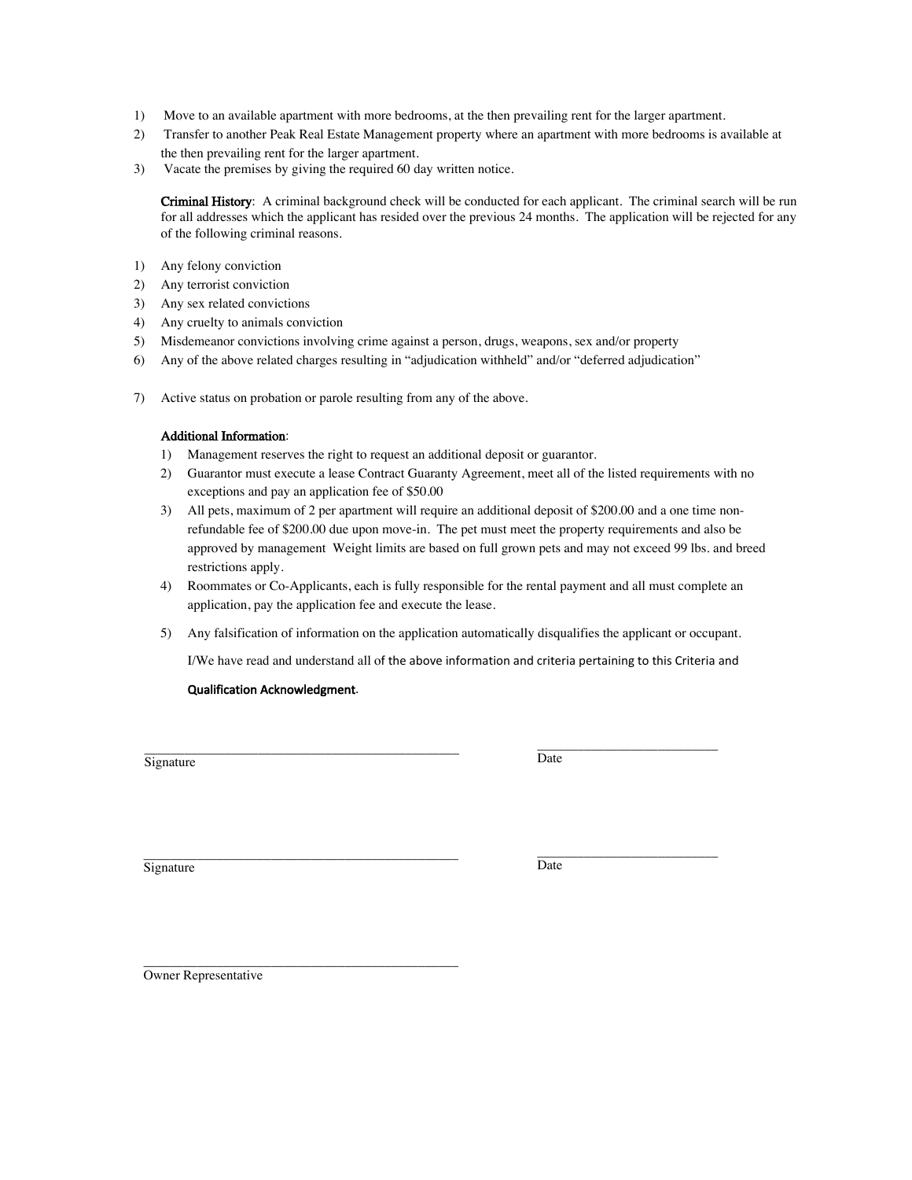1) Move to an available apartment with more bedrooms, at the then prevailing rent for the larger apartment.
2) Transfer to another Peak Real Estate Management property where an apartment with more bedrooms is available at the then prevailing rent for the larger apartment.
3) Vacate the premises by giving the required 60 day written notice.

**Criminal History**: A criminal background check will be conducted for each applicant. The criminal search will be run for all addresses which the applicant has resided over the previous 24 months. The application will be rejected for any of the following criminal reasons.

1) Any felony conviction
2) Any terrorist conviction
3) Any sex related convictions
4) Any cruelty to animals conviction
5) Misdemeanor convictions involving crime against a person, drugs, weapons, sex and/or property
6) Any of the above related charges resulting in "adjudication withheld" and/or "deferred adjudication"
7) Active status on probation or parole resulting from any of the above.

**Additional Information**:

1) Management reserves the right to request an additional deposit or guarantor.
2) Guarantor must execute a lease Contract Guaranty Agreement, meet all of the listed requirements with no exceptions and pay an application fee of $50.00
3) All pets, maximum of 2 per apartment will require an additional deposit of $200.00 and a one time non-refundable fee of $200.00 due upon move-in. The pet must meet the property requirements and also be approved by management Weight limits are based on full grown pets and may not exceed 99 lbs. and breed restrictions apply.
4) Roommates or Co-Applicants, each is fully responsible for the rental payment and all must complete an application, pay the application fee and execute the lease.
5) Any falsification of information on the application automatically disqualifies the applicant or occupant.

I/We have read and understand all of the above information and criteria pertaining to this Criteria and **Qualification Acknowledgment**.

_______________________________________ _______________________
Signature Date

_______________________________________ _______________________
Signature Date

_______________________________________
Owner Representative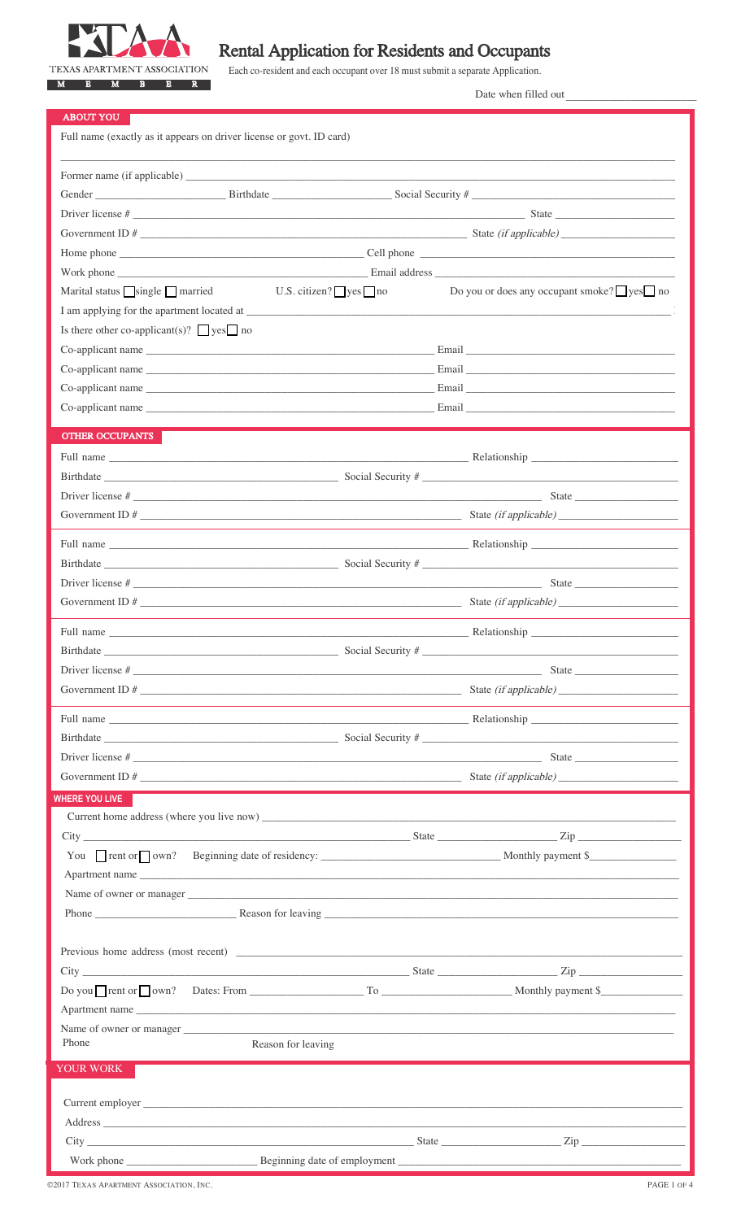TEXAS APARTMENT ASSOCIATION

MEMBER

# Rental Application for Residents and Occupants

Each co-resident and each occupant over 18 must submit a separate Application.

Date when filled out ______________________

## ABOUT YOU

Full name (exactly as it appears on driver license or govt. ID card)

______________________________________________

Former name (if applicable) ______________________

Gender ____________ Birthdate ____________ Social Security # ____________

Driver license # ______________________ State ____________

Government ID # ______________________ State *(if applicable)* ____________

Home phone ______________________ Cell phone ______________________

Work phone ______________________ Email address ______________________

Marital status ☐ single ☐ married U.S. citizen? ☐ yes ☐ no Do you or does any occupant smoke? ☐ yes ☐ no

I am applying for the apartment located at ______________________

Is there other co-applicant(s)? ☐ yes ☐ no

Co-applicant name ______________________ Email ______________________

Co-applicant name ______________________ Email ______________________

Co-applicant name ______________________ Email ______________________

Co-applicant name ______________________ Email ______________________

## OTHER OCCUPANTS

Full name ______________________ Relationship ______________________

Birthdate ______________________ Social Security # ______________________

Driver license # ______________________ State ____________

Government ID # ______________________ State *(if applicable)* ____________

Full name ______________________ Relationship ______________________

Birthdate ______________________ Social Security # ______________________

Driver license # ______________________ State ____________

Government ID # ______________________ State *(if applicable)* ____________

Full name ______________________ Relationship ______________________

Birthdate ______________________ Social Security # ______________________

Driver license # ______________________ State ____________

Government ID # ______________________ State *(if applicable)* ____________

Full name ______________________ Relationship ______________________

Birthdate ______________________ Social Security # ______________________

Driver license # ______________________ State ____________

Government ID # ______________________ State *(if applicable)* ____________

## WHERE YOU LIVE

Current home address (where you live now) ______________________

City ______________________ State ____________ Zip ____________

You ☐ rent or ☐ own? Beginning date of residency: ____________ Monthly payment $____________

Apartment name ______________________

Name of owner or manager ______________________

Phone ____________ Reason for leaving ______________________

Previous home address (most recent) ______________________

City ______________________ State ____________ Zip ____________

Do you ☐ rent or ☐ own? Dates: From ____________ To ____________ Monthly payment $____________

Apartment name ______________________

Name of owner or manager ______________________

Phone Reason for leaving

## YOUR WORK

Current employer ______________________

Address ______________________

City ______________________ State ____________ Zip ____________

Work phone ____________ Beginning date of employment ______________________

©2017 Texas Apartment Association, Inc.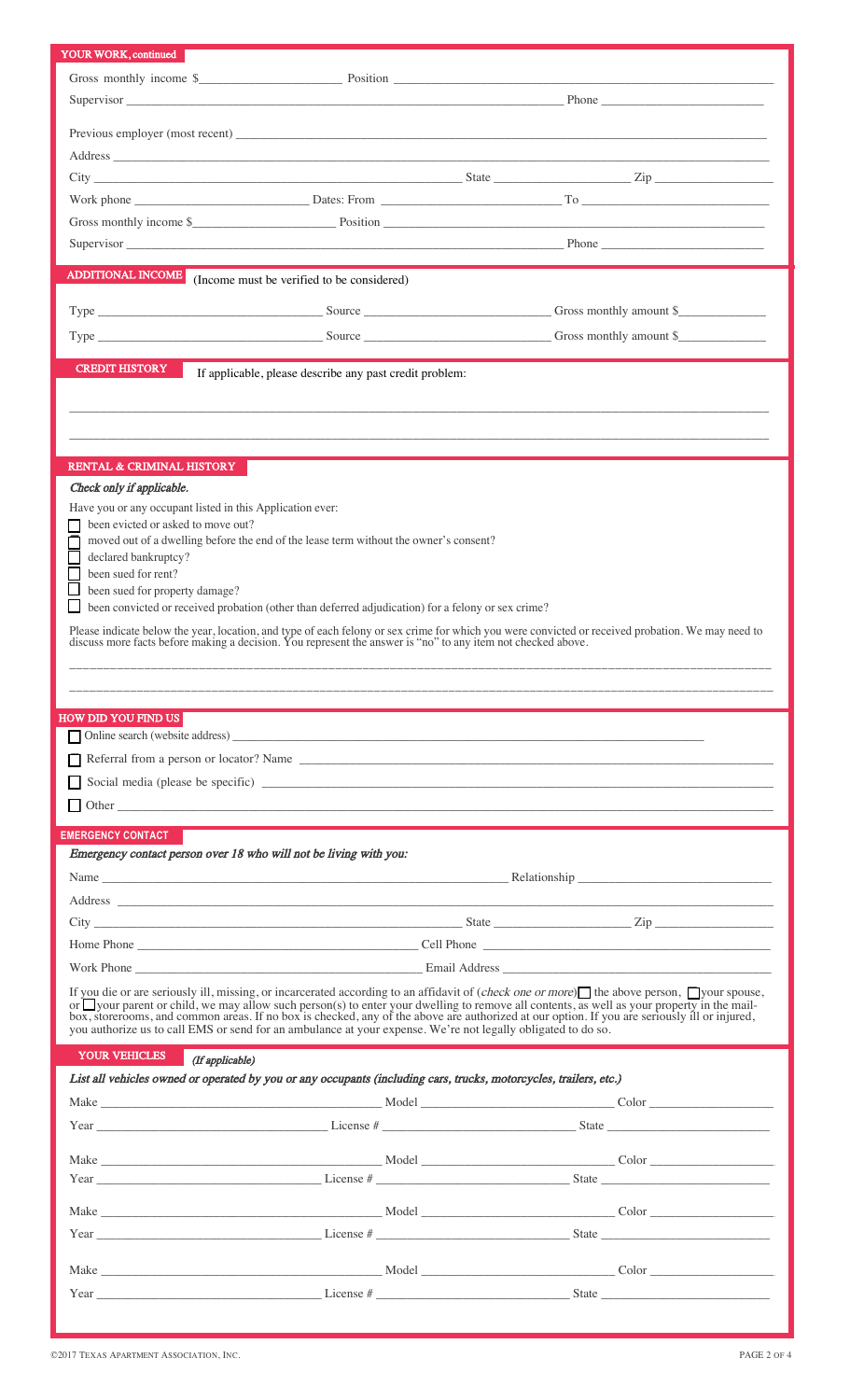## YOUR WORK, continued

Gross monthly income $______________________ Position ______________________

Supervisor ______________________ Phone ______________________

Previous employer (most recent) ______________________

Address ______________________

City ______________________ State ______________________ Zip ______________________

Work phone ______________________ Dates: From ______________________ To ______________________

Gross monthly income $______________________ Position ______________________

Supervisor ______________________ Phone ______________________

## ADDITIONAL INCOME

(Income must be verified to be considered)

Type ______________________ Source ______________________ Gross monthly amount $______________________

Type ______________________ Source ______________________ Gross monthly amount $______________________

## CREDIT HISTORY

If applicable, please describe any past credit problem:

______________________

______________________

## RENTAL & CRIMINAL HISTORY

*Check only if applicable.*

Have you or any occupant listed in this Application ever:

- ☐ been evicted or asked to move out?
- ☐ moved out of a dwelling before the end of the lease term without the owner's consent?
- ☐ declared bankruptcy?
- ☐ been sued for rent?
- ☐ been sued for property damage?
- ☐ been convicted or received probation (other than deferred adjudication) for a felony or sex crime?

Please indicate below the year, location, and type of each felony or sex crime for which you were convicted or received probation. We may need to discuss more facts before making a decision. You represent the answer is "no" to any item not checked above.

______________________

______________________

## HOW DID YOU FIND US

- ☐ Online search (website address) ______________________
- ☐ Referral from a person or locator? Name ______________________
- ☐ Social media (please be specific) ______________________
- ☐ Other ______________________

## EMERGENCY CONTACT

*Emergency contact person over 18 who will not be living with you:*

Name ______________________ Relationship ______________________

Address ______________________

City ______________________ State ______________________ Zip ______________________

Home Phone ______________________ Cell Phone ______________________

Work Phone ______________________ Email Address ______________________

If you die or are seriously ill, missing, or incarcerated according to an affidavit of (*check one or more*) ☐ the above person, ☐ your spouse, or ☐ your parent or child, we may allow such person(s) to enter your dwelling to remove all contents, as well as your property in the mailbox, storerooms, and common areas. If no box is checked, any of the above are authorized at our option. If you are seriously ill or injured, you authorize us to call EMS or send for an ambulance at your expense. We're not legally obligated to do so.

## YOUR VEHICLES

*(If applicable)*

*List all vehicles owned or operated by you or any occupants (including cars, trucks, motorcycles, trailers, etc.)*

Make ______________________ Model ______________________ Color ______________________

Year ______________________ License # ______________________ State ______________________

Make ______________________ Model ______________________ Color ______________________

Year ______________________ License # ______________________ State ______________________

Make ______________________ Model ______________________ Color ______________________

Year ______________________ License # ______________________ State ______________________

Make ______________________ Model ______________________ Color ______________________

Year ______________________ License # ______________________ State ______________________

©2017 Texas Apartment Association, Inc.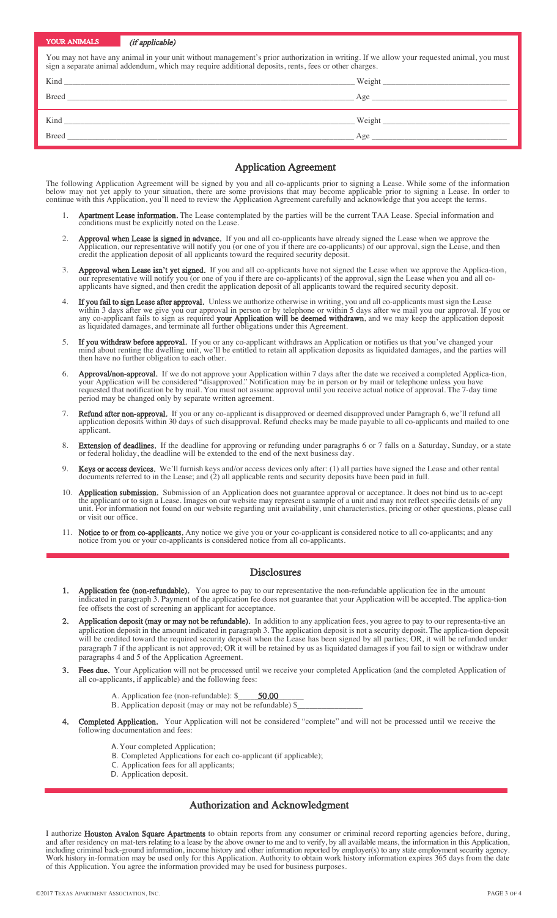## YOUR ANIMALS *(if applicable)*

You may not have any animal in your unit without management's prior authorization in writing. If we allow your requested animal, you must sign a separate animal addendum, which may require additional deposits, rents, fees or other charges.

Kind ______________________________ Weight ______________________________

Breed ______________________________ Age ______________________________

Kind ______________________________ Weight ______________________________

Breed ______________________________ Age ______________________________

## Application Agreement

The following Application Agreement will be signed by you and all co-applicants prior to signing a Lease. While some of the information below may not yet apply to your situation, there are some provisions that may become applicable prior to signing a Lease. In order to continue with this Application, you'll need to review the Application Agreement carefully and acknowledge that you accept the terms.

1. **Apartment Lease information.** The Lease contemplated by the parties will be the current TAA Lease. Special information and conditions must be explicitly noted on the Lease.
2. **Approval when Lease is signed in advance.** If you and all co-applicants have already signed the Lease when we approve the Application, our representative will notify you (or one of you if there are co-applicants) of our approval, sign the Lease, and then credit the application deposit of all applicants toward the required security deposit.
3. **Approval when Lease isn't yet signed.** If you and all co-applicants have not signed the Lease when we approve the Applica-tion, our representative will notify you (or one of you if there are co-applicants) of the approval, sign the Lease when you and all co-applicants have signed, and then credit the application deposit of all applicants toward the required security deposit.
4. **If you fail to sign Lease after approval.** Unless we authorize otherwise in writing, you and all co-applicants must sign the Lease within 3 days after we give you our approval in person or by telephone or within 5 days after we mail you our approval. If you or any co-applicant fails to sign as required **your Application will be deemed withdrawn**, and we may keep the application deposit as liquidated damages, and terminate all further obligations under this Agreement.
5. **If you withdraw before approval.** If you or any co-applicant withdraws an Application or notifies us that you've changed your mind about renting the dwelling unit, we'll be entitled to retain all application deposits as liquidated damages, and the parties will then have no further obligation to each other.
6. **Approval/non-approval.** If we do not approve your Application within 7 days after the date we received a completed Applica-tion, your Application will be considered "disapproved." Notification may be in person or by mail or telephone unless you have requested that notification be by mail. You must not assume approval until you receive actual notice of approval. The 7-day time period may be changed only by separate written agreement.
7. **Refund after non-approval.** If you or any co-applicant is disapproved or deemed disapproved under Paragraph 6, we'll refund all application deposits within 30 days of such disapproval. Refund checks may be made payable to all co-applicants and mailed to one applicant.
8. **Extension of deadlines.** If the deadline for approving or refunding under paragraphs 6 or 7 falls on a Saturday, Sunday, or a state or federal holiday, the deadline will be extended to the end of the next business day.
9. **Keys or access devices.** We'll furnish keys and/or access devices only after: (1) all parties have signed the Lease and other rental documents referred to in the Lease; and (2) all applicable rents and security deposits have been paid in full.
10. **Application submission.** Submission of an Application does not guarantee approval or acceptance. It does not bind us to ac-cept the applicant or to sign a Lease. Images on our website may represent a sample of a unit and may not reflect specific details of any unit. For information not found on our website regarding unit availability, unit characteristics, pricing or other questions, please call or visit our office.
11. **Notice to or from co-applicants.** Any notice we give you or your co-applicant is considered notice to all co-applicants; and any notice from you or your co-applicants is considered notice from all co-applicants.

## Disclosures

1. **Application fee (non-refundable).** You agree to pay to our representative the non-refundable application fee in the amount indicated in paragraph 3. Payment of the application fee does not guarantee that your Application will be accepted. The applica-tion fee offsets the cost of screening an applicant for acceptance.
2. **Application deposit (may or may not be refundable).** In addition to any application fees, you agree to pay to our representa-tive an application deposit in the amount indicated in paragraph 3. The application deposit is not a security deposit. The applica-tion deposit will be credited toward the required security deposit when the Lease has been signed by all parties; OR, it will be refunded under paragraph 7 if the applicant is not approved; OR it will be retained by us as liquidated damages if you fail to sign or withdraw under paragraphs 4 and 5 of the Application Agreement.
3. **Fees due.** Your Application will not be processed until we receive your completed Application (and the completed Application of all co-applicants, if applicable) and the following fees:

   A. Application fee (non-refundable): $ **50.00**

   B. Application deposit (may or may not be refundable) $________________
4. **Completed Application.** Your Application will not be considered "complete" and will not be processed until we receive the following documentation and fees:

   A. Your completed Application;

   B. Completed Applications for each co-applicant (if applicable);

   C. Application fees for all applicants;

   D. Application deposit.

## Authorization and Acknowledgment

I authorize **Houston Avalon Square Apartments** to obtain reports from any consumer or criminal record reporting agencies before, during, and after residency on mat-ters relating to a lease by the above owner to me and to verify, by all available means, the information in this Application, including criminal back-ground information, income history and other information reported by employer(s) to any state employment security agency. Work history in-formation may be used only for this Application. Authority to obtain work history information expires 365 days from the date of this Application. You agree the information provided may be used for business purposes.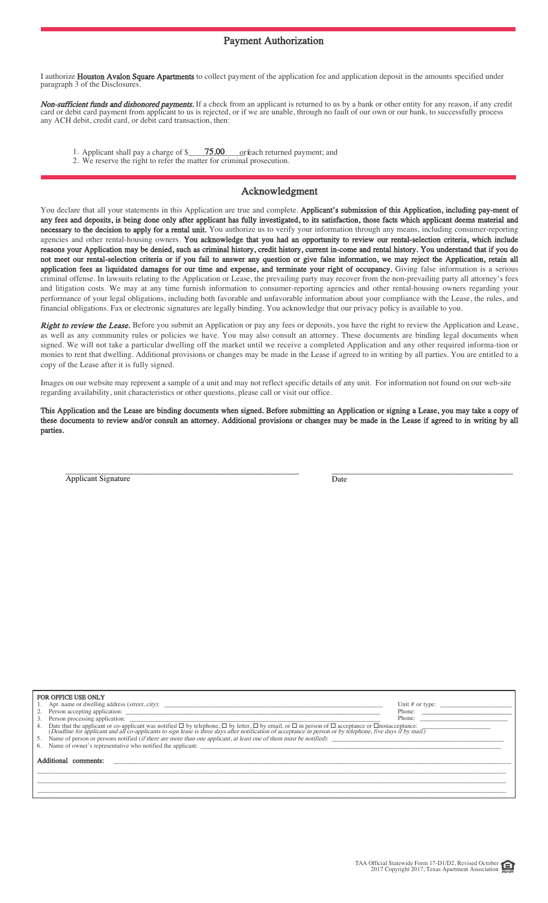## Payment Authorization

I authorize **Houston Avalon Square Apartments** to collect payment of the application fee and application deposit in the amounts specified under paragraph 3 of the Disclosures.

***Non-sufficient funds and dishonored payments.*** If a check from an applicant is returned to us by a bank or other entity for any reason, if any credit card or debit card payment from applicant to us is rejected, or if we are unable, through no fault of our own or our bank, to successfully process any ACH debit, credit card, or debit card transaction, then:

1. Applicant shall pay a charge of $ **75.00** for each returned payment; and
2. We reserve the right to refer the matter for criminal prosecution.

## Acknowledgment

You declare that all your statements in this Application are true and complete. **Applicant's submission of this Application, including pay-ment of any fees and deposits, is being done only after applicant has fully investigated, to its satisfaction, those facts which applicant deems material and necessary to the decision to apply for a rental unit.** You authorize us to verify your information through any means, including consumer-reporting agencies and other rental-housing owners. **You acknowledge that you had an opportunity to review our rental-selection criteria, which include reasons your Application may be denied, such as criminal history, credit history, current in-come and rental history. You understand that if you do not meet our rental-selection criteria or if you fail to answer any question or give false information, we may reject the Application, retain all application fees as liquidated damages for our time and expense, and terminate your right of occupancy.** Giving false information is a serious criminal offense. In lawsuits relating to the Application or Lease, the prevailing party may recover from the non-prevailing party all attorney's fees and litigation costs. We may at any time furnish information to consumer-reporting agencies and other rental-housing owners regarding your performance of your legal obligations, including both favorable and unfavorable information about your compliance with the Lease, the rules, and financial obligations. Fax or electronic signatures are legally binding. You acknowledge that our privacy policy is available to you.

***Right to review the Lease.*** Before you submit an Application or pay any fees or deposits, you have the right to review the Application and Lease, as well as any community rules or policies we have. You may also consult an attorney. These documents are binding legal documents when signed. We will not take a particular dwelling off the market until we receive a completed Application and any other required informa-tion or monies to rent that dwelling. Additional provisions or changes may be made in the Lease if agreed to in writing by all parties. You are entitled to a copy of the Lease after it is fully signed.

Images on our website may represent a sample of a unit and may not reflect specific details of any unit. For information not found on our web-site regarding availability, unit characteristics or other questions, please call or visit our office.

**This Application and the Lease are binding documents when signed. Before submitting an Application or signing a Lease, you may take a copy of these documents to review and/or consult an attorney. Additional provisions or changes may be made in the Lease if agreed to in writing by all parties.**

_______________________________ Applicant Signature

_______________________________ Date

**FOR OFFICE USE ONLY**

1. Apt. name or dwelling address (*street, city*): ______________ Unit # or type: ______________
2. Person accepting application: ______________ Phone: ______________
3. Person processing application: ______________ Phone: ______________
4. Date that the applicant or co-applicant was notified ☐ by telephone, ☐ by letter, ☐ by email, or ☐ in person of ☐ acceptance or ☐ nonacceptance: ______________
   (*Deadline for applicant and all co-applicants to sign lease is three days after notification of acceptance in person or by telephone, five days if by mail.*)
5. Name of person or persons notified (*if there are more than one applicant, at least one of them must be notified*): ______________
6. Name of owner's representative who notified the applicant: ______________

**Additional comments:** ______________

TAA Official Statewide Form 17-D1/D2, Revised October 2017 Copyright 2017, Texas Apartment Association